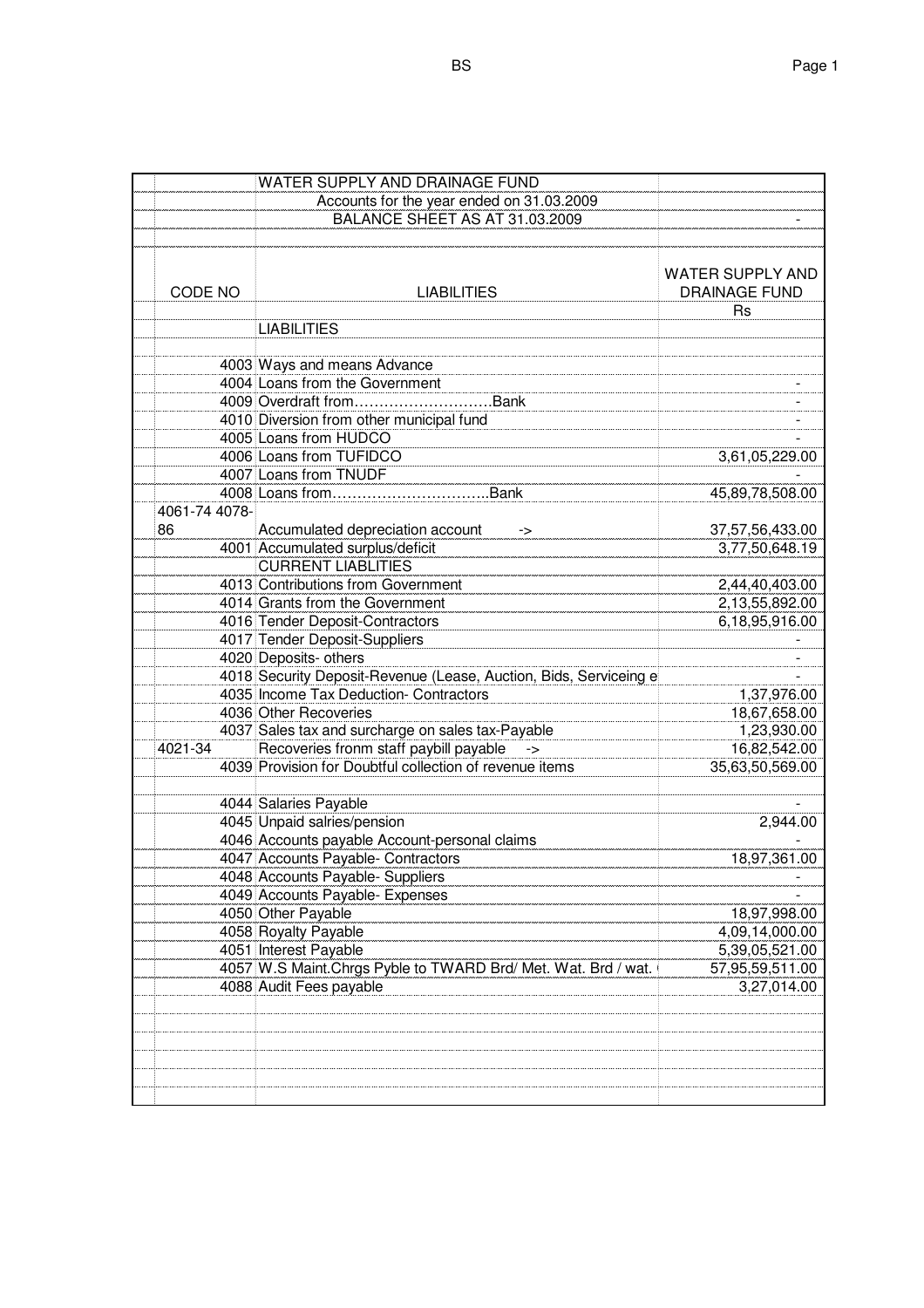| CODE NO | LIABILITIES | WATER SUPPLY AND DRAINAGE FUND |
|---|---|---|
| | WATER SUPPLY AND DRAINAGE FUND | |
| | Accounts for the year ended on 31.03.2009 | |
| | BALANCE SHEET AS AT 31.03.2009 | - |
| | | Rs |
| | LIABILITIES | |
| 4003 | Ways and means Advance | |
| 4004 | Loans from the Government | - |
| 4009 | Overdraft from……………………….Bank | - |
| 4010 | Diversion from other municipal fund | - |
| 4005 | Loans from HUDCO | - |
| 4006 | Loans from TUFIDCO | 3,61,05,229.00 |
| 4007 | Loans from TNUDF | - |
| 4008 | Loans from…………………………..Bank | 45,89,78,508.00 |
| 4061-74 4078-86 | Accumulated depreciation account -> | 37,57,56,433.00 |
| 4001 | Accumulated surplus/deficit | 3,77,50,648.19 |
| | CURRENT LIABLITIES | |
| 4013 | Contributions from Government | 2,44,40,403.00 |
| 4014 | Grants from the Government | 2,13,55,892.00 |
| 4016 | Tender Deposit-Contractors | 6,18,95,916.00 |
| 4017 | Tender Deposit-Suppliers | - |
| 4020 | Deposits- others | - |
| 4018 | Security Deposit-Revenue (Lease, Auction, Bids, Serviceing e | - |
| 4035 | Income Tax Deduction- Contractors | 1,37,976.00 |
| 4036 | Other Recoveries | 18,67,658.00 |
| 4037 | Sales tax and surcharge on sales tax-Payable | 1,23,930.00 |
| 4021-34 | Recoveries fronm staff paybill payable -> | 16,82,542.00 |
| 4039 | Provision for Doubtful collection of revenue items | 35,63,50,569.00 |
| 4044 | Salaries Payable | - |
| 4045 | Unpaid salries/pension | 2,944.00 |
| 4046 | Accounts payable Account-personal claims | - |
| 4047 | Accounts Payable- Contractors | 18,97,361.00 |
| 4048 | Accounts Payable- Suppliers | - |
| 4049 | Accounts Payable- Expenses | - |
| 4050 | Other Payable | 18,97,998.00 |
| 4058 | Royalty Payable | 4,09,14,000.00 |
| 4051 | Interest Payable | 5,39,05,521.00 |
| 4057 | W.S Maint.Chrgs Pyble to TWARD Brd/ Met. Wat. Brd / wat. | 57,95,59,511.00 |
| 4088 | Audit Fees payable | 3,27,014.00 |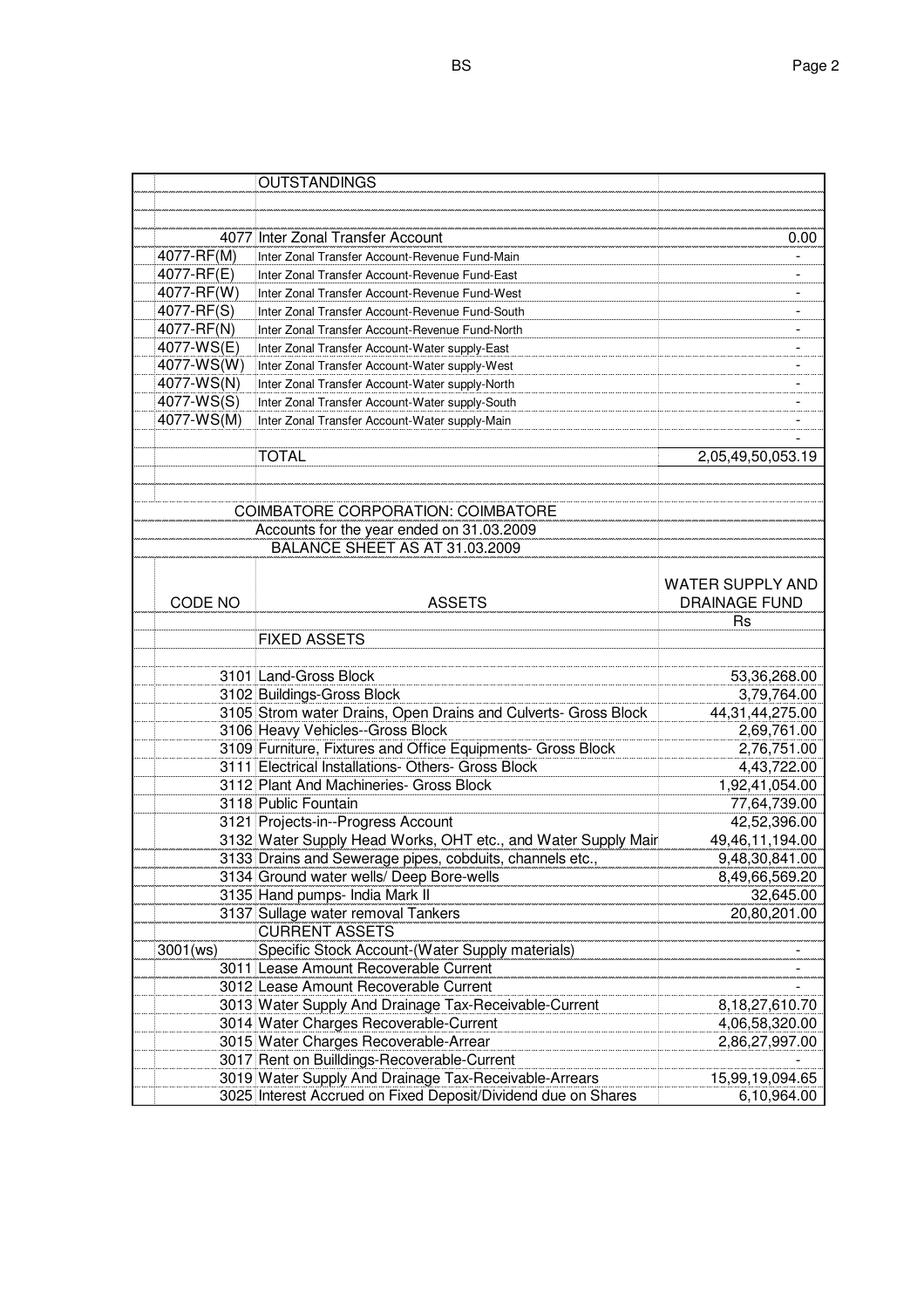| | OUTSTANDINGS | |
|---|---|---|
| | | |
| | | |
| 4077 | Inter Zonal Transfer Account | 0.00 |
| 4077-RF(M) | Inter Zonal Transfer Account-Revenue Fund-Main | - |
| 4077-RF(E) | Inter Zonal Transfer Account-Revenue Fund-East | - |
| 4077-RF(W) | Inter Zonal Transfer Account-Revenue Fund-West | - |
| 4077-RF(S) | Inter Zonal Transfer Account-Revenue Fund-South | - |
| 4077-RF(N) | Inter Zonal Transfer Account-Revenue Fund-North | - |
| 4077-WS(E) | Inter Zonal Transfer Account-Water supply-East | - |
| 4077-WS(W) | Inter Zonal Transfer Account-Water supply-West | - |
| 4077-WS(N) | Inter Zonal Transfer Account-Water supply-North | - |
| 4077-WS(S) | Inter Zonal Transfer Account-Water supply-South | - |
| 4077-WS(M) | Inter Zonal Transfer Account-Water supply-Main | - |
| | | - |
| | TOTAL | 2,05,49,50,053.19 |

COIMBATORE CORPORATION: COIMBATORE

Accounts for the year ended on 31.03.2009

BALANCE SHEET AS AT 31.03.2009

| CODE NO | ASSETS | WATER SUPPLY AND DRAINAGE FUND |
|---|---|---|
| | | Rs |
| | FIXED ASSETS | |
| | | |
| 3101 | Land-Gross Block | 53,36,268.00 |
| 3102 | Buildings-Gross Block | 3,79,764.00 |
| 3105 | Strom water Drains, Open Drains and Culverts- Gross Block | 44,31,44,275.00 |
| 3106 | Heavy Vehicles--Gross Block | 2,69,761.00 |
| 3109 | Furniture, Fixtures and Office Equipments- Gross Block | 2,76,751.00 |
| 3111 | Electrical Installations- Others- Gross Block | 4,43,722.00 |
| 3112 | Plant And Machineries- Gross Block | 1,92,41,054.00 |
| 3118 | Public Fountain | 77,64,739.00 |
| 3121 | Projects-in--Progress Account | 42,52,396.00 |
| 3132 | Water Supply Head Works, OHT etc., and Water Supply Mair | 49,46,11,194.00 |
| 3133 | Drains and Sewerage pipes, cobduits, channels etc., | 9,48,30,841.00 |
| 3134 | Ground water wells/ Deep Bore-wells | 8,49,66,569.20 |
| 3135 | Hand pumps- India Mark II | 32,645.00 |
| 3137 | Sullage water removal Tankers | 20,80,201.00 |
| | CURRENT ASSETS | |
| 3001(ws) | Specific Stock Account-(Water Supply materials) | - |
| 3011 | Lease Amount Recoverable Current | - |
| 3012 | Lease Amount Recoverable Current | - |
| 3013 | Water Supply And Drainage Tax-Receivable-Current | 8,18,27,610.70 |
| 3014 | Water Charges Recoverable-Current | 4,06,58,320.00 |
| 3015 | Water Charges Recoverable-Arrear | 2,86,27,997.00 |
| 3017 | Rent on Buildings-Recoverable-Current | - |
| 3019 | Water Supply And Drainage Tax-Receivable-Arrears | 15,99,19,094.65 |
| 3025 | Interest Accrued on Fixed Deposit/Dividend due on Shares | 6,10,964.00 |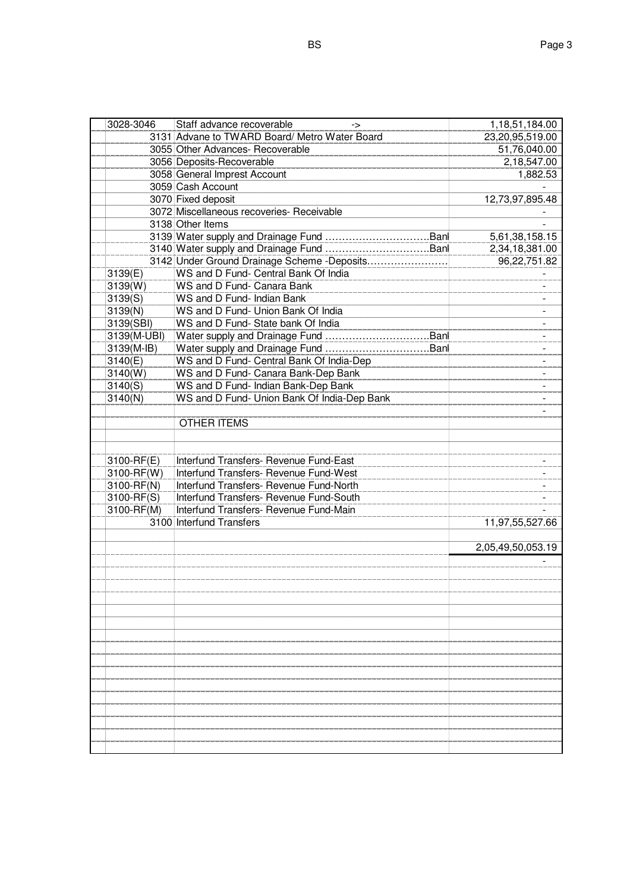| Code | Particulars | Amount |
|---|---|---|
| 3028-3046 | Staff advance recoverable -> | 1,18,51,184.00 |
| 3131 | Advane to TWARD Board/ Metro Water Board | 23,20,95,519.00 |
| 3055 | Other Advances- Recoverable | 51,76,040.00 |
| 3056 | Deposits-Recoverable | 2,18,547.00 |
| 3058 | General Imprest Account | 1,882.53 |
| 3059 | Cash Account | - |
| 3070 | Fixed deposit | 12,73,97,895.48 |
| 3072 | Miscellaneous recoveries- Receivable | - |
| 3138 | Other Items | - |
| 3139 | Water supply and Drainage Fund ……………………………Banl | 5,61,38,158.15 |
| 3140 | Water supply and Drainage Fund ……………………………Banl | 2,34,18,381.00 |
| 3142 | Under Ground Drainage Scheme -Deposits…………………… | 96,22,751.82 |
| 3139(E) | WS and D Fund- Central Bank Of India | - |
| 3139(W) | WS and D Fund- Canara Bank | - |
| 3139(S) | WS and D Fund- Indian Bank | - |
| 3139(N) | WS and D Fund- Union Bank Of India | - |
| 3139(SBI) | WS and D Fund- State bank Of India | - |
| 3139(M-UBI) | Water supply and Drainage Fund ……………………………Banl | - |
| 3139(M-IB) | Water supply and Drainage Fund ……………………………Banl | - |
| 3140(E) | WS and D Fund- Central Bank Of India-Dep | - |
| 3140(W) | WS and D Fund- Canara Bank-Dep Bank | - |
| 3140(S) | WS and D Fund- Indian Bank-Dep Bank | - |
| 3140(N) | WS and D Fund- Union Bank Of India-Dep Bank | - |
| | | - |
| | OTHER ITEMS | |
| | | |
| | | |
| 3100-RF(E) | Interfund Transfers- Revenue Fund-East | - |
| 3100-RF(W) | Interfund Transfers- Revenue Fund-West | - |
| 3100-RF(N) | Interfund Transfers- Revenue Fund-North | - |
| 3100-RF(S) | Interfund Transfers- Revenue Fund-South | - |
| 3100-RF(M) | Interfund Transfers- Revenue Fund-Main | - |
| 3100 | Interfund Transfers | 11,97,55,527.66 |
| | | |
| | | 2,05,49,50,053.19 |
| | | - |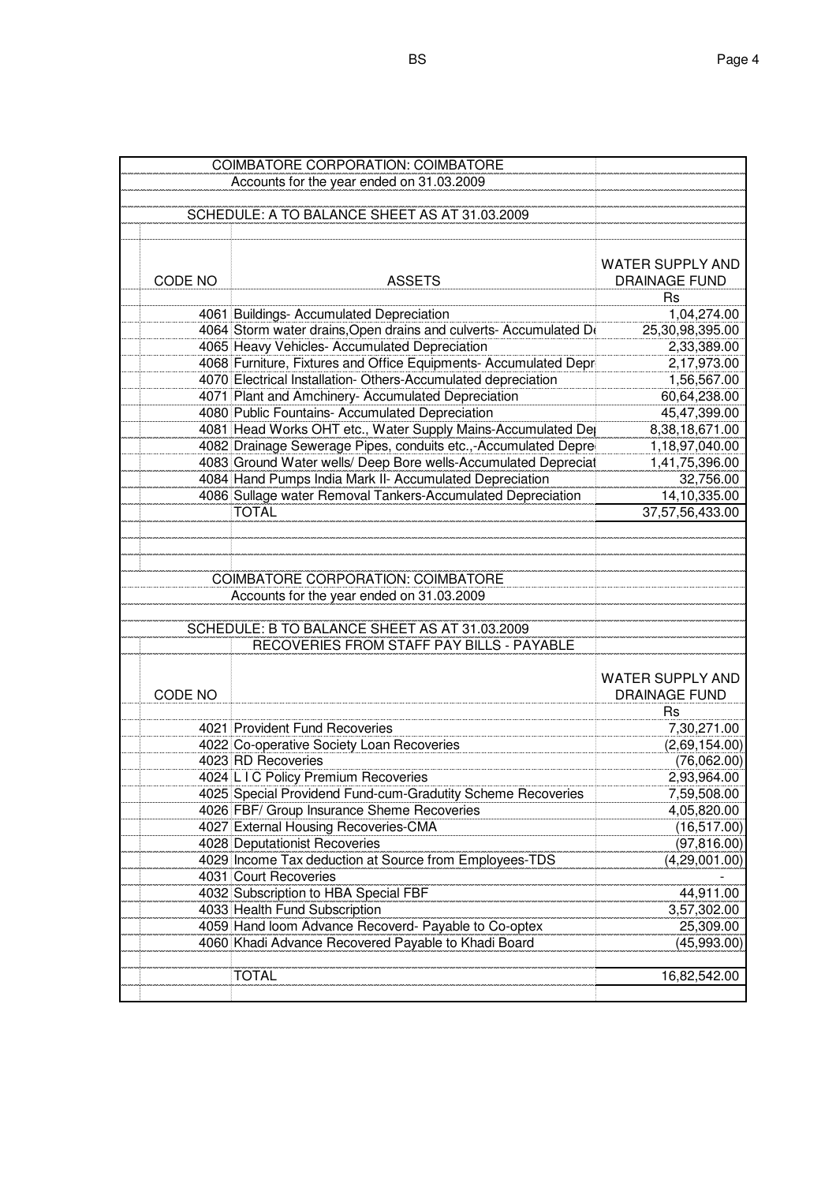COIMBATORE CORPORATION: COIMBATORE

Accounts for the year ended on 31.03.2009

SCHEDULE: A TO BALANCE SHEET AS AT 31.03.2009

| CODE NO | ASSETS | WATER SUPPLY AND DRAINAGE FUND |
|---|---|---|
| | | Rs |
| 4061 | Buildings- Accumulated Depreciation | 1,04,274.00 |
| 4064 | Storm water drains,Open drains and culverts- Accumulated D | 25,30,98,395.00 |
| 4065 | Heavy Vehicles- Accumulated Depreciation | 2,33,389.00 |
| 4068 | Furniture, Fixtures and Office Equipments- Accumulated Depr | 2,17,973.00 |
| 4070 | Electrical Installation- Others-Accumulated depreciation | 1,56,567.00 |
| 4071 | Plant and Amchinery- Accumulated Depreciation | 60,64,238.00 |
| 4080 | Public Fountains- Accumulated Depreciation | 45,47,399.00 |
| 4081 | Head Works OHT etc., Water Supply Mains-Accumulated De | 8,38,18,671.00 |
| 4082 | Drainage Sewerage Pipes, conduits etc.,-Accumulated Depre | 1,18,97,040.00 |
| 4083 | Ground Water wells/ Deep Bore wells-Accumulated Deprecia | 1,41,75,396.00 |
| 4084 | Hand Pumps India Mark II- Accumulated Depreciation | 32,756.00 |
| 4086 | Sullage water Removal Tankers-Accumulated Depreciation | 14,10,335.00 |
| | TOTAL | 37,57,56,433.00 |

COIMBATORE CORPORATION: COIMBATORE

Accounts for the year ended on 31.03.2009

SCHEDULE: B TO BALANCE SHEET AS AT 31.03.2009

RECOVERIES FROM STAFF PAY BILLS - PAYABLE

| CODE NO | | WATER SUPPLY AND DRAINAGE FUND |
|---|---|---|
| | | Rs |
| 4021 | Provident Fund Recoveries | 7,30,271.00 |
| 4022 | Co-operative Society Loan Recoveries | (2,69,154.00) |
| 4023 | RD Recoveries | (76,062.00) |
| 4024 | L I C Policy Premium Recoveries | 2,93,964.00 |
| 4025 | Special Providend Fund-cum-Gradutity Scheme Recoveries | 7,59,508.00 |
| 4026 | FBF/ Group Insurance Sheme Recoveries | 4,05,820.00 |
| 4027 | External Housing Recoveries-CMA | (16,517.00) |
| 4028 | Deputationist Recoveries | (97,816.00) |
| 4029 | Income Tax deduction at Source from Employees-TDS | (4,29,001.00) |
| 4031 | Court Recoveries | - |
| 4032 | Subscription to HBA Special FBF | 44,911.00 |
| 4033 | Health Fund Subscription | 3,57,302.00 |
| 4059 | Hand loom Advance Recoverd- Payable to Co-optex | 25,309.00 |
| 4060 | Khadi Advance Recovered Payable to Khadi Board | (45,993.00) |
| | TOTAL | 16,82,542.00 |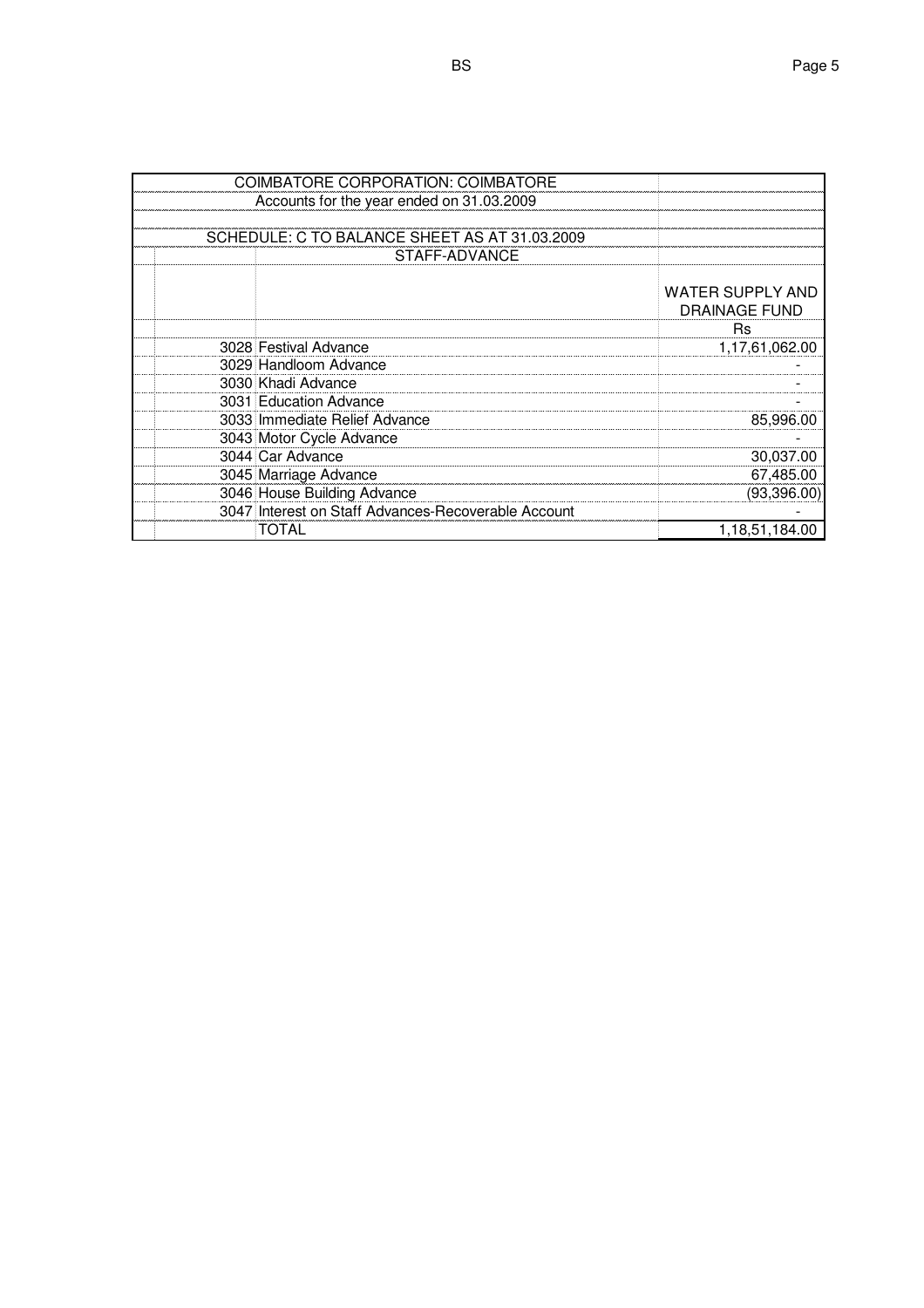COIMBATORE CORPORATION: COIMBATORE

Accounts for the year ended on 31.03.2009

SCHEDULE: C TO BALANCE SHEET AS AT 31.03.2009

STAFF-ADVANCE

| | | WATER SUPPLY AND DRAINAGE FUND |
|---|---|---|
| | | Rs |
| 3028 | Festival Advance | 1,17,61,062.00 |
| 3029 | Handloom Advance | - |
| 3030 | Khadi Advance | - |
| 3031 | Education Advance | - |
| 3033 | Immediate Relief Advance | 85,996.00 |
| 3043 | Motor Cycle Advance | - |
| 3044 | Car Advance | 30,037.00 |
| 3045 | Marriage Advance | 67,485.00 |
| 3046 | House Building Advance | (93,396.00) |
| 3047 | Interest on Staff Advances-Recoverable Account | - |
| | TOTAL | 1,18,51,184.00 |